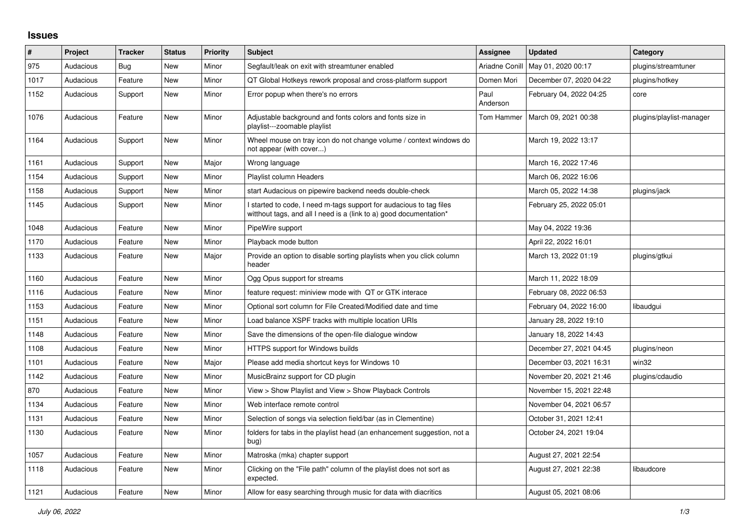## Issues

| # | Project | Tracker | Status | Priority | Subject | Assignee | Updated | Category |
|---|---|---|---|---|---|---|---|---|
| 975 | Audacious | Bug | New | Minor | Segfault/leak on exit with streamtuner enabled | Ariadne Conill | May 01, 2020 00:17 | plugins/streamtuner |
| 1017 | Audacious | Feature | New | Minor | QT Global Hotkeys rework proposal and cross-platform support | Domen Mori | December 07, 2020 04:22 | plugins/hotkey |
| 1152 | Audacious | Support | New | Minor | Error popup when there's no errors | Paul Anderson | February 04, 2022 04:25 | core |
| 1076 | Audacious | Feature | New | Minor | Adjustable background and fonts colors and fonts size in playlist---zoomable playlist | Tom Hammer | March 09, 2021 00:38 | plugins/playlist-manager |
| 1164 | Audacious | Support | New | Minor | Wheel mouse on tray icon do not change volume / context windows do not appear (with cover...) | | March 19, 2022 13:17 | |
| 1161 | Audacious | Support | New | Major | Wrong language | | March 16, 2022 17:46 | |
| 1154 | Audacious | Support | New | Minor | Playlist column Headers | | March 06, 2022 16:06 | |
| 1158 | Audacious | Support | New | Minor | start Audacious on pipewire backend needs double-check | | March 05, 2022 14:38 | plugins/jack |
| 1145 | Audacious | Support | New | Minor | I started to code, I need m-tags support for audacious to tag files witthout tags, and all I need is a (link to a) good documentation* | | February 25, 2022 05:01 | |
| 1048 | Audacious | Feature | New | Minor | PipeWire support | | May 04, 2022 19:36 | |
| 1170 | Audacious | Feature | New | Minor | Playback mode button | | April 22, 2022 16:01 | |
| 1133 | Audacious | Feature | New | Major | Provide an option to disable sorting playlists when you click column header | | March 13, 2022 01:19 | plugins/gtkui |
| 1160 | Audacious | Feature | New | Minor | Ogg Opus support for streams | | March 11, 2022 18:09 | |
| 1116 | Audacious | Feature | New | Minor | feature request: miniview mode with QT or GTK interace | | February 08, 2022 06:53 | |
| 1153 | Audacious | Feature | New | Minor | Optional sort column for File Created/Modified date and time | | February 04, 2022 16:00 | libaudgui |
| 1151 | Audacious | Feature | New | Minor | Load balance XSPF tracks with multiple location URIs | | January 28, 2022 19:10 | |
| 1148 | Audacious | Feature | New | Minor | Save the dimensions of the open-file dialogue window | | January 18, 2022 14:43 | |
| 1108 | Audacious | Feature | New | Minor | HTTPS support for Windows builds | | December 27, 2021 04:45 | plugins/neon |
| 1101 | Audacious | Feature | New | Major | Please add media shortcut keys for Windows 10 | | December 03, 2021 16:31 | win32 |
| 1142 | Audacious | Feature | New | Minor | MusicBrainz support for CD plugin | | November 20, 2021 21:46 | plugins/cdaudio |
| 870 | Audacious | Feature | New | Minor | View > Show Playlist and View > Show Playback Controls | | November 15, 2021 22:48 | |
| 1134 | Audacious | Feature | New | Minor | Web interface remote control | | November 04, 2021 06:57 | |
| 1131 | Audacious | Feature | New | Minor | Selection of songs via selection field/bar (as in Clementine) | | October 31, 2021 12:41 | |
| 1130 | Audacious | Feature | New | Minor | folders for tabs in the playlist head (an enhancement suggestion, not a bug) | | October 24, 2021 19:04 | |
| 1057 | Audacious | Feature | New | Minor | Matroska (mka) chapter support | | August 27, 2021 22:54 | |
| 1118 | Audacious | Feature | New | Minor | Clicking on the "File path" column of the playlist does not sort as expected. | | August 27, 2021 22:38 | libaudcore |
| 1121 | Audacious | Feature | New | Minor | Allow for easy searching through music for data with diacritics | | August 05, 2021 08:06 | |

*July 06, 2022*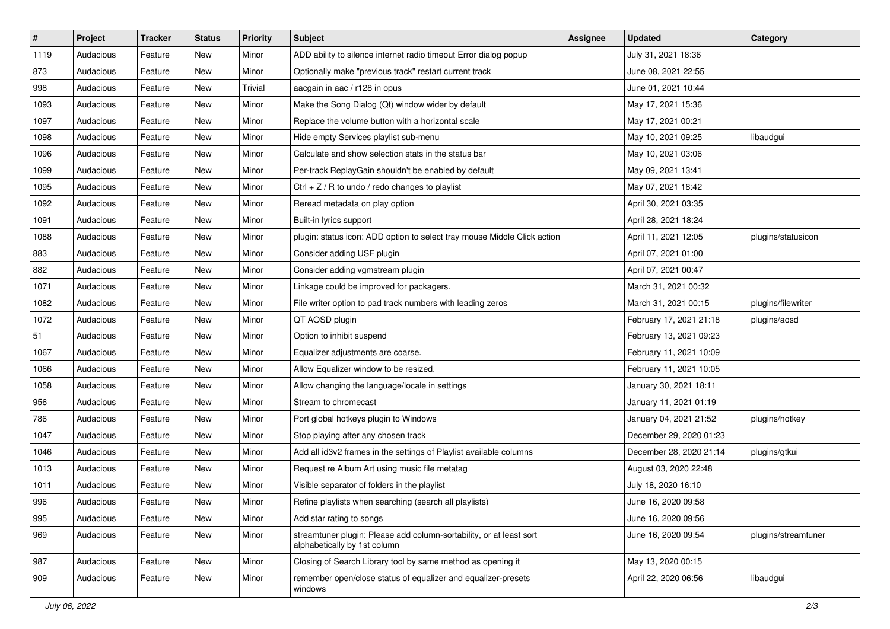| # | Project | Tracker | Status | Priority | Subject | Assignee | Updated | Category |
|---|---|---|---|---|---|---|---|---|
| 1119 | Audacious | Feature | New | Minor | ADD ability to silence internet radio timeout Error dialog popup | | July 31, 2021 18:36 | |
| 873 | Audacious | Feature | New | Minor | Optionally make "previous track" restart current track | | June 08, 2021 22:55 | |
| 998 | Audacious | Feature | New | Trivial | aacgain in aac / r128 in opus | | June 01, 2021 10:44 | |
| 1093 | Audacious | Feature | New | Minor | Make the Song Dialog (Qt) window wider by default | | May 17, 2021 15:36 | |
| 1097 | Audacious | Feature | New | Minor | Replace the volume button with a horizontal scale | | May 17, 2021 00:21 | |
| 1098 | Audacious | Feature | New | Minor | Hide empty Services playlist sub-menu | | May 10, 2021 09:25 | libaudgui |
| 1096 | Audacious | Feature | New | Minor | Calculate and show selection stats in the status bar | | May 10, 2021 03:06 | |
| 1099 | Audacious | Feature | New | Minor | Per-track ReplayGain shouldn't be enabled by default | | May 09, 2021 13:41 | |
| 1095 | Audacious | Feature | New | Minor | Ctrl + Z / R to undo / redo changes to playlist | | May 07, 2021 18:42 | |
| 1092 | Audacious | Feature | New | Minor | Reread metadata on play option | | April 30, 2021 03:35 | |
| 1091 | Audacious | Feature | New | Minor | Built-in lyrics support | | April 28, 2021 18:24 | |
| 1088 | Audacious | Feature | New | Minor | plugin: status icon: ADD option to select tray mouse Middle Click action | | April 11, 2021 12:05 | plugins/statusicon |
| 883 | Audacious | Feature | New | Minor | Consider adding USF plugin | | April 07, 2021 01:00 | |
| 882 | Audacious | Feature | New | Minor | Consider adding vgmstream plugin | | April 07, 2021 00:47 | |
| 1071 | Audacious | Feature | New | Minor | Linkage could be improved for packagers. | | March 31, 2021 00:32 | |
| 1082 | Audacious | Feature | New | Minor | File writer option to pad track numbers with leading zeros | | March 31, 2021 00:15 | plugins/filewriter |
| 1072 | Audacious | Feature | New | Minor | QT AOSD plugin | | February 17, 2021 21:18 | plugins/aosd |
| 51 | Audacious | Feature | New | Minor | Option to inhibit suspend | | February 13, 2021 09:23 | |
| 1067 | Audacious | Feature | New | Minor | Equalizer adjustments are coarse. | | February 11, 2021 10:09 | |
| 1066 | Audacious | Feature | New | Minor | Allow Equalizer window to be resized. | | February 11, 2021 10:05 | |
| 1058 | Audacious | Feature | New | Minor | Allow changing the language/locale in settings | | January 30, 2021 18:11 | |
| 956 | Audacious | Feature | New | Minor | Stream to chromecast | | January 11, 2021 01:19 | |
| 786 | Audacious | Feature | New | Minor | Port global hotkeys plugin to Windows | | January 04, 2021 21:52 | plugins/hotkey |
| 1047 | Audacious | Feature | New | Minor | Stop playing after any chosen track | | December 29, 2020 01:23 | |
| 1046 | Audacious | Feature | New | Minor | Add all id3v2 frames in the settings of Playlist available columns | | December 28, 2020 21:14 | plugins/gtkui |
| 1013 | Audacious | Feature | New | Minor | Request re Album Art using music file metatag | | August 03, 2020 22:48 | |
| 1011 | Audacious | Feature | New | Minor | Visible separator of folders in the playlist | | July 18, 2020 16:10 | |
| 996 | Audacious | Feature | New | Minor | Refine playlists when searching (search all playlists) | | June 16, 2020 09:58 | |
| 995 | Audacious | Feature | New | Minor | Add star rating to songs | | June 16, 2020 09:56 | |
| 969 | Audacious | Feature | New | Minor | streamtuner plugin: Please add column-sortability, or at least sort alphabetically by 1st column | | June 16, 2020 09:54 | plugins/streamtuner |
| 987 | Audacious | Feature | New | Minor | Closing of Search Library tool by same method as opening it | | May 13, 2020 00:15 | |
| 909 | Audacious | Feature | New | Minor | remember open/close status of equalizer and equalizer-presets windows | | April 22, 2020 06:56 | libaudgui |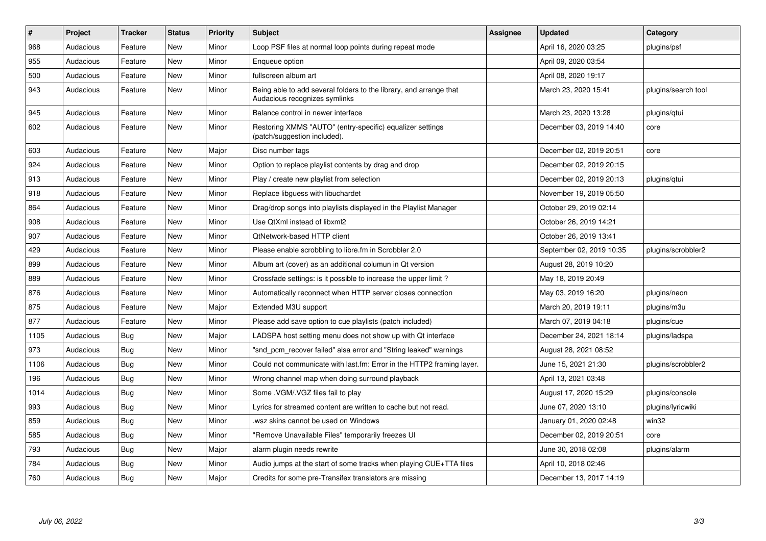| # | Project | Tracker | Status | Priority | Subject | Assignee | Updated | Category |
|---|---|---|---|---|---|---|---|---|
| 968 | Audacious | Feature | New | Minor | Loop PSF files at normal loop points during repeat mode | | April 16, 2020 03:25 | plugins/psf |
| 955 | Audacious | Feature | New | Minor | Enqueue option | | April 09, 2020 03:54 | |
| 500 | Audacious | Feature | New | Minor | fullscreen album art | | April 08, 2020 19:17 | |
| 943 | Audacious | Feature | New | Minor | Being able to add several folders to the library, and arrange that Audacious recognizes symlinks | | March 23, 2020 15:41 | plugins/search tool |
| 945 | Audacious | Feature | New | Minor | Balance control in newer interface | | March 23, 2020 13:28 | plugins/qtui |
| 602 | Audacious | Feature | New | Minor | Restoring XMMS "AUTO" (entry-specific) equalizer settings (patch/suggestion included). | | December 03, 2019 14:40 | core |
| 603 | Audacious | Feature | New | Major | Disc number tags | | December 02, 2019 20:51 | core |
| 924 | Audacious | Feature | New | Minor | Option to replace playlist contents by drag and drop | | December 02, 2019 20:15 | |
| 913 | Audacious | Feature | New | Minor | Play / create new playlist from selection | | December 02, 2019 20:13 | plugins/qtui |
| 918 | Audacious | Feature | New | Minor | Replace libguess with libuchardet | | November 19, 2019 05:50 | |
| 864 | Audacious | Feature | New | Minor | Drag/drop songs into playlists displayed in the Playlist Manager | | October 29, 2019 02:14 | |
| 908 | Audacious | Feature | New | Minor | Use QtXml instead of libxml2 | | October 26, 2019 14:21 | |
| 907 | Audacious | Feature | New | Minor | QtNetwork-based HTTP client | | October 26, 2019 13:41 | |
| 429 | Audacious | Feature | New | Minor | Please enable scrobbling to libre.fm in Scrobbler 2.0 | | September 02, 2019 10:35 | plugins/scrobbler2 |
| 899 | Audacious | Feature | New | Minor | Album art (cover) as an additional columun in Qt version | | August 28, 2019 10:20 | |
| 889 | Audacious | Feature | New | Minor | Crossfade settings: is it possible to increase the upper limit ? | | May 18, 2019 20:49 | |
| 876 | Audacious | Feature | New | Minor | Automatically reconnect when HTTP server closes connection | | May 03, 2019 16:20 | plugins/neon |
| 875 | Audacious | Feature | New | Major | Extended M3U support | | March 20, 2019 19:11 | plugins/m3u |
| 877 | Audacious | Feature | New | Minor | Please add save option to cue playlists (patch included) | | March 07, 2019 04:18 | plugins/cue |
| 1105 | Audacious | Bug | New | Major | LADSPA host setting menu does not show up with Qt interface | | December 24, 2021 18:14 | plugins/ladspa |
| 973 | Audacious | Bug | New | Minor | "snd_pcm_recover failed" alsa error and "String leaked" warnings | | August 28, 2021 08:52 | |
| 1106 | Audacious | Bug | New | Minor | Could not communicate with last.fm: Error in the HTTP2 framing layer. | | June 15, 2021 21:30 | plugins/scrobbler2 |
| 196 | Audacious | Bug | New | Minor | Wrong channel map when doing surround playback | | April 13, 2021 03:48 | |
| 1014 | Audacious | Bug | New | Minor | Some .VGM/.VGZ files fail to play | | August 17, 2020 15:29 | plugins/console |
| 993 | Audacious | Bug | New | Minor | Lyrics for streamed content are written to cache but not read. | | June 07, 2020 13:10 | plugins/lyricwiki |
| 859 | Audacious | Bug | New | Minor | .wsz skins cannot be used on Windows | | January 01, 2020 02:48 | win32 |
| 585 | Audacious | Bug | New | Minor | "Remove Unavailable Files" temporarily freezes UI | | December 02, 2019 20:51 | core |
| 793 | Audacious | Bug | New | Major | alarm plugin needs rewrite | | June 30, 2018 02:08 | plugins/alarm |
| 784 | Audacious | Bug | New | Minor | Audio jumps at the start of some tracks when playing CUE+TTA files | | April 10, 2018 02:46 | |
| 760 | Audacious | Bug | New | Major | Credits for some pre-Transifex translators are missing | | December 13, 2017 14:19 | |

*July 06, 2022*